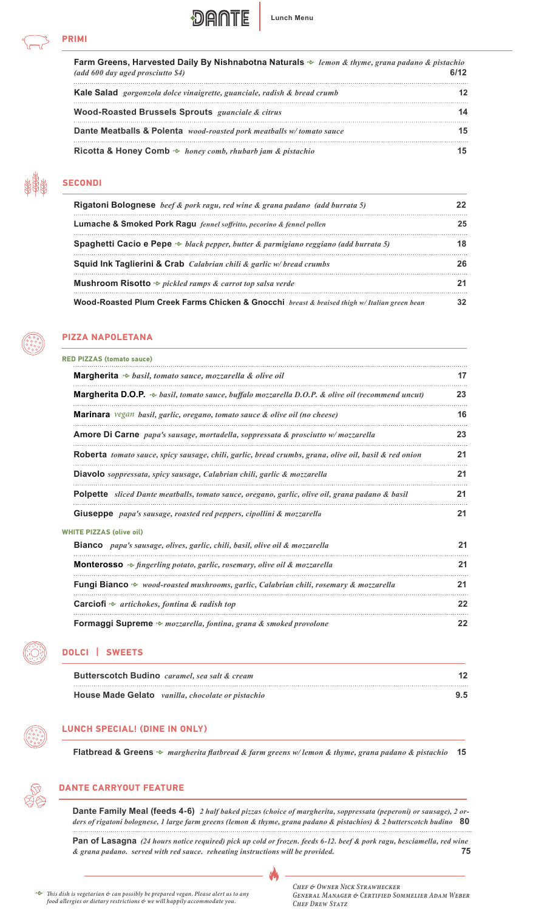# DANTE

Lunch Menu

## PRIMI

**Farm Greens, Harvested Daily By Nishnabotna Naturals** ❧ *lemon & thyme, grana padano & pistachio (add 600 day aged prosciutto $4)* 6/12

**Kale Salad** *gorgonzola dolce vinaigrette, guanciale, radish & bread crumb* 12

**Wood-Roasted Brussels Sprouts** *guanciale & citrus* 14

**Dante Meatballs & Polenta** *wood-roasted pork meatballs w/ tomato sauce* 15

**Ricotta & Honey Comb** ❧ *honey comb, rhubarb jam & pistachio* 15

## SECONDI

**Rigatoni Bolognese** *beef & pork ragu, red wine & grana padano (add burrata 5)* 22

**Lumache & Smoked Pork Ragu** *fennel soffritto, pecorino & fennel pollen* 25

**Spaghetti Cacio e Pepe** ❧ *black pepper, butter & parmigiano reggiano (add burrata 5)* 18

**Squid Ink Taglierini & Crab** *Calabrian chili & garlic w/ bread crumbs* 26

**Mushroom Risotto** ❧ *pickled ramps & carrot top salsa verde* 21

**Wood-Roasted Plum Creek Farms Chicken & Gnocchi** *breast & braised thigh w/ Italian green bean* 32

## PIZZA NAPOLETANA

### RED PIZZAS (tomato sauce)

**Margherita** ❧ *basil, tomato sauce, mozzarella & olive oil* 17

**Margherita D.O.P.** ❧ *basil, tomato sauce, buffalo mozzarella D.O.P. & olive oil (recommend uncut)* 23

**Marinara** *vegan* *basil, garlic, oregano, tomato sauce & olive oil (no cheese)* 16

**Amore Di Carne** *papa's sausage, mortadella, soppressata & prosciutto w/ mozzarella* 23

**Roberta** *tomato sauce, spicy sausage, chili, garlic, bread crumbs, grana, olive oil, basil & red onion* 21

**Diavolo** *soppressata, spicy sausage, Calabrian chili, garlic & mozzarella* 21

**Polpette** *sliced Dante meatballs, tomato sauce, oregano, garlic, olive oil, grana padano & basil* 21

**Giuseppe** *papa's sausage, roasted red peppers, cipollini & mozzarella* 21

### WHITE PIZZAS (olive oil)

**Bianco** *papa's sausage, olives, garlic, chili, basil, olive oil & mozzarella* 21

**Monterosso** ❧ *fingerling potato, garlic, rosemary, olive oil & mozzarella* 21

**Fungi Bianco** ❧ *wood-roasted mushrooms, garlic, Calabrian chili, rosemary & mozzarella* 21

**Carciofi** ❧ *artichokes, fontina & radish top* 22

**Formaggi Supreme** ❧ *mozzarella, fontina, grana & smoked provolone* 22

## DOLCI | SWEETS

**Butterscotch Budino** *caramel, sea salt & cream* 12

**House Made Gelato** *vanilla, chocolate or pistachio* 9.5

## LUNCH SPECIAL! (DINE IN ONLY)

**Flatbread & Greens** ❧ *margherita flatbread & farm greens w/ lemon & thyme, grana padano & pistachio* 15

## DANTE CARRYOUT FEATURE

**Dante Family Meal (feeds 4-6)** *2 half baked pizzas (choice of margherita, soppressata (peperoni) or sausage), 2 orders of rigatoni bolognese, 1 large farm greens (lemon & thyme, grana padano & pistachios) & 2 butterscotch budino* 80

**Pan of Lasagna** *(24 hours notice required) pick up cold or frozen. feeds 6-12. beef & pork ragu, besciamella, red wine & grana padano. served with red sauce. reheating instructions will be provided.* 75

❧ *This dish is vegetarian & can possibly be prepared vegan. Please alert us to any food allergies or dietary restrictions & we will happily accommodate you.*

*Chef & Owner Nick Strawhecker*
*General Manager & Certified Sommelier Adam Weber*
*Chef Drew Statz*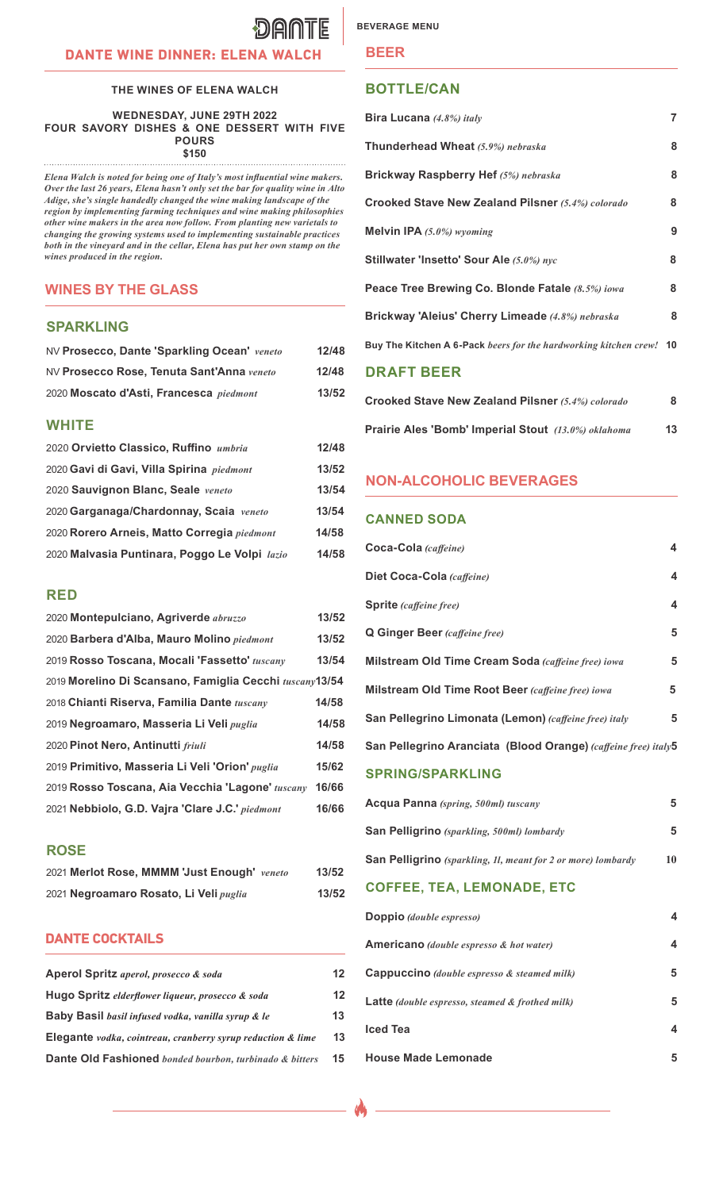# DANTE

## DANTE WINE DINNER: ELENA WALCH

### THE WINES OF ELENA WALCH

**WEDNESDAY, JUNE 29TH 2022**
**FOUR SAVORY DISHES & ONE DESSERT WITH FIVE POURS**
**$150**

*Elena Walch is noted for being one of Italy's most influential wine makers. Over the last 26 years, Elena hasn't only set the bar for quality wine in Alto Adige, she's single handedly changed the wine making landscape of the region by implementing farming techniques and wine making philosophies other wine makers in the area now follow. From planting new varietals to changing the growing systems used to implementing sustainable practices both in the vineyard and in the cellar, Elena has put her own stamp on the wines produced in the region.*

## WINES BY THE GLASS

### SPARKLING

| | |
|---|---|
| NV **Prosecco, Dante 'Sparkling Ocean'** *veneto* | 12/48 |
| NV **Prosecco Rose, Tenuta Sant'Anna** *veneto* | 12/48 |
| 2020 **Moscato d'Asti, Francesca** *piedmont* | 13/52 |

### WHITE

| | |
|---|---|
| 2020 **Orvietto Classico, Ruffino** *umbria* | 12/48 |
| 2020 **Gavi di Gavi, Villa Spirina** *piedmont* | 13/52 |
| 2020 **Sauvignon Blanc, Seale** *veneto* | 13/54 |
| 2020 **Garganaga/Chardonnay, Scaia** *veneto* | 13/54 |
| 2020 **Rorero Arneis, Matto Corregia** *piedmont* | 14/58 |
| 2020 **Malvasia Puntinara, Poggo Le Volpi** *lazio* | 14/58 |

### RED

| | |
|---|---|
| 2020 **Montepulciano, Agriverde** *abruzzo* | 13/52 |
| 2020 **Barbera d'Alba, Mauro Molino** *piedmont* | 13/52 |
| 2019 **Rosso Toscana, Mocali 'Fassetto'** *tuscany* | 13/54 |
| 2019 **Morelino Di Scansano, Famiglia Cecchi** *tuscany* | 13/54 |
| 2018 **Chianti Riserva, Familia Dante** *tuscany* | 14/58 |
| 2019 **Negroamaro, Masseria Li Veli** *puglia* | 14/58 |
| 2020 **Pinot Nero, Antinutti** *friuli* | 14/58 |
| 2019 **Primitivo, Masseria Li Veli 'Orion'** *puglia* | 15/62 |
| 2019 **Rosso Toscana, Aia Vecchia 'Lagone'** *tuscany* | 16/66 |
| 2021 **Nebbiolo, G.D. Vajra 'Clare J.C.'** *piedmont* | 16/66 |

### ROSE

| | |
|---|---|
| 2021 **Merlot Rose, MMMM 'Just Enough'** *veneto* | 13/52 |
| 2021 **Negroamaro Rosato, Li Veli** *puglia* | 13/52 |

## DANTE COCKTAILS

| | |
|---|---|
| **Aperol Spritz** *aperol, prosecco & soda* | 12 |
| **Hugo Spritz** *elderflower liqueur, prosecco & soda* | 12 |
| **Baby Basil** *basil infused vodka, vanilla syrup & le* | 13 |
| **Elegante** *vodka, cointreau, cranberry syrup reduction & lime* | 13 |
| **Dante Old Fashioned** *bonded bourbon, turbinado & bitters* | 15 |

**BEVERAGE MENU**

## BEER

### BOTTLE/CAN

| | |
|---|---|
| **Bira Lucana** *(4.8%) italy* | 7 |
| **Thunderhead Wheat** *(5.9%) nebraska* | 8 |
| **Brickway Raspberry Hef** *(5%) nebraska* | 8 |
| **Crooked Stave New Zealand Pilsner** *(5.4%) colorado* | 8 |
| **Melvin IPA** *(5.0%) wyoming* | 9 |
| **Stillwater 'Insetto' Sour Ale** *(5.0%) nyc* | 8 |
| **Peace Tree Brewing Co. Blonde Fatale** *(8.5%) iowa* | 8 |
| **Brickway 'Aleius' Cherry Limeade** *(4.8%) nebraska* | 8 |
| **Buy The Kitchen A 6-Pack** *beers for the hardworking kitchen crew!* | 10 |

### DRAFT BEER

| | |
|---|---|
| **Crooked Stave New Zealand Pilsner** *(5.4%) colorado* | 8 |
| **Prairie Ales 'Bomb' Imperial Stout** *(13.0%) oklahoma* | 13 |

## NON-ALCOHOLIC BEVERAGES

### CANNED SODA

| | |
|---|---|
| **Coca-Cola** *(caffeine)* | 4 |
| **Diet Coca-Cola** *(caffeine)* | 4 |
| **Sprite** *(caffeine free)* | 4 |
| **Q Ginger Beer** *(caffeine free)* | 5 |
| **Milstream Old Time Cream Soda** *(caffeine free) iowa* | 5 |
| **Milstream Old Time Root Beer** *(caffeine free) iowa* | 5 |
| **San Pellegrino Limonata (Lemon)** *(caffeine free) italy* | 5 |
| **San Pellegrino Aranciata (Blood Orange)** *(caffeine free) italy* | 5 |

### SPRING/SPARKLING

| | |
|---|---|
| **Acqua Panna** *(spring, 500ml) tuscany* | 5 |
| **San Pelligrino** *(sparkling, 500ml) lombardy* | 5 |
| **San Pelligrino** *(sparkling, 1l, meant for 2 or more) lombardy* | 10 |

### COFFEE, TEA, LEMONADE, ETC

| | |
|---|---|
| **Doppio** *(double espresso)* | 4 |
| **Americano** *(double espresso & hot water)* | 4 |
| **Cappuccino** *(double espresso & steamed milk)* | 5 |
| **Latte** *(double espresso, steamed & frothed milk)* | 5 |
| **Iced Tea** | 4 |
| **House Made Lemonade** | 5 |